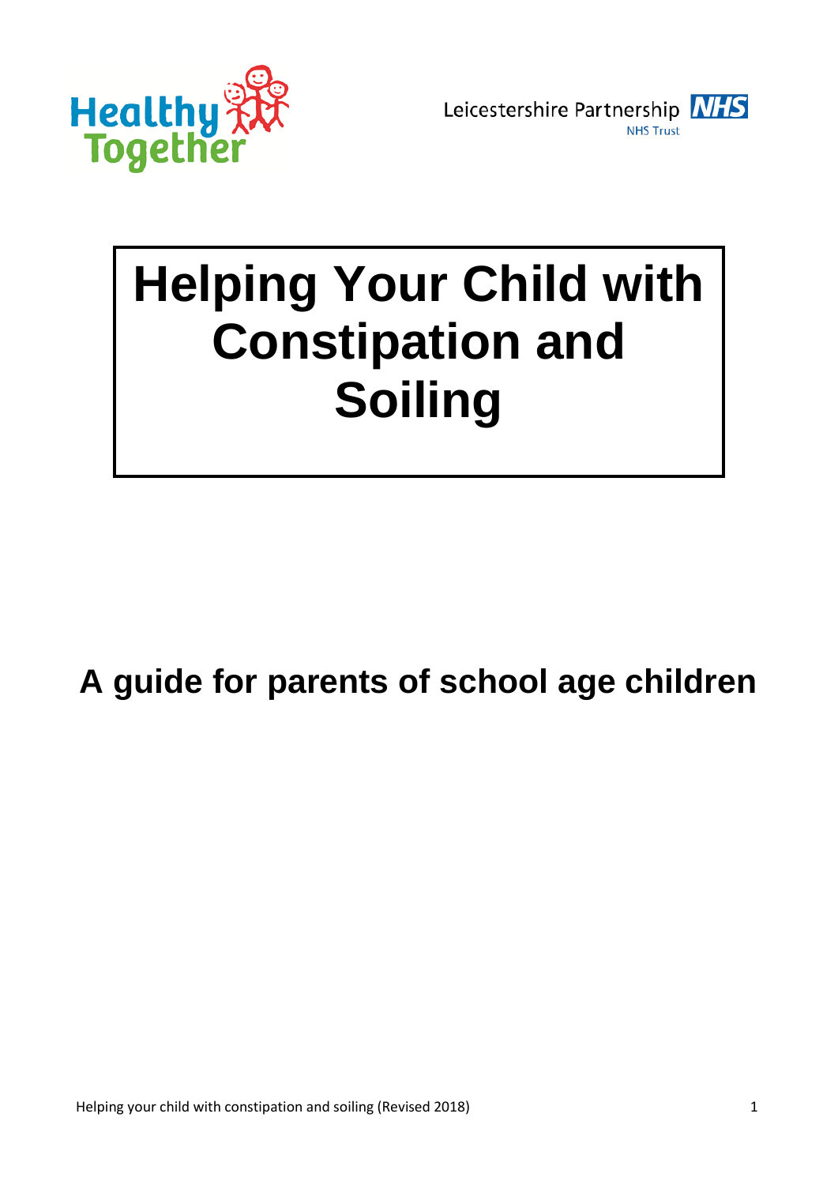Healthy Together

Leicestershire Partnership NHS Trust

# Helping Your Child with Constipation and Soiling

## A guide for parents of school age children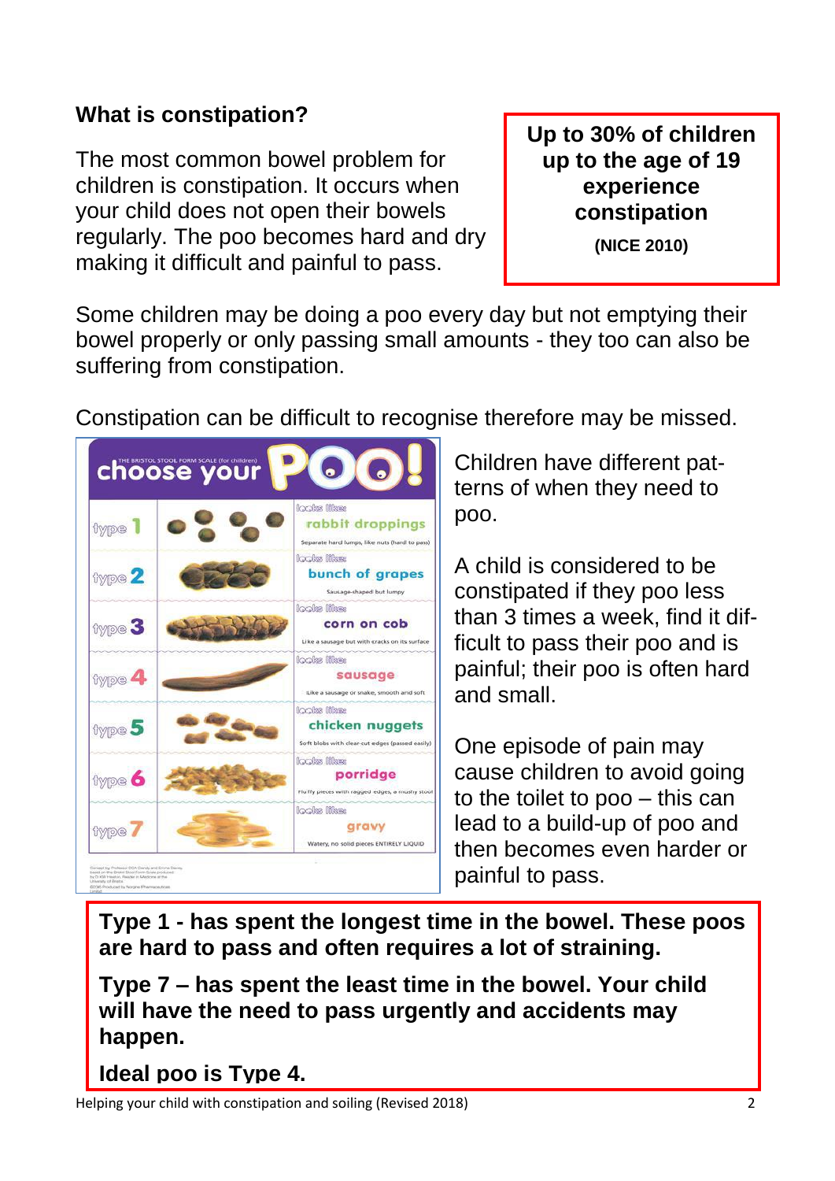## What is constipation?

The most common bowel problem for children is constipation. It occurs when your child does not open their bowels regularly. The poo becomes hard and dry making it difficult and painful to pass.

**Up to 30% of children up to the age of 19 experience constipation**

**(NICE 2010)**

Some children may be doing a poo every day but not emptying their bowel properly or only passing small amounts - they too can also be suffering from constipation.

Constipation can be difficult to recognise therefore may be missed.

THE BRISTOL STOOL FORM SCALE (for children)

**choose your POO!**

| | | looks like: |
|---|---|---|
| type 1 | | **rabbit droppings** Separate hard lumps, like nuts (hard to pass) |
| type 2 | | **bunch of grapes** Sausage-shaped but lumpy |
| type 3 | | **corn on cob** Like a sausage but with cracks on its surface |
| type 4 | | **sausage** Like a sausage or snake, smooth and soft |
| type 5 | | **chicken nuggets** Soft blobs with clear-cut edges (passed easily) |
| type 6 | | **porridge** Fluffy pieces with ragged edges, a mushy stool |
| type 7 | | **gravy** Watery, no solid pieces ENTIRELY LIQUID |

Children have different patterns of when they need to poo.

A child is considered to be constipated if they poo less than 3 times a week, find it difficult to pass their poo and is painful; their poo is often hard and small.

One episode of pain may cause children to avoid going to the toilet to poo – this can lead to a build-up of poo and then becomes even harder or painful to pass.

**Type 1 - has spent the longest time in the bowel. These poos are hard to pass and often requires a lot of straining.**

**Type 7 – has spent the least time in the bowel. Your child will have the need to pass urgently and accidents may happen.**

**Ideal poo is Type 4.**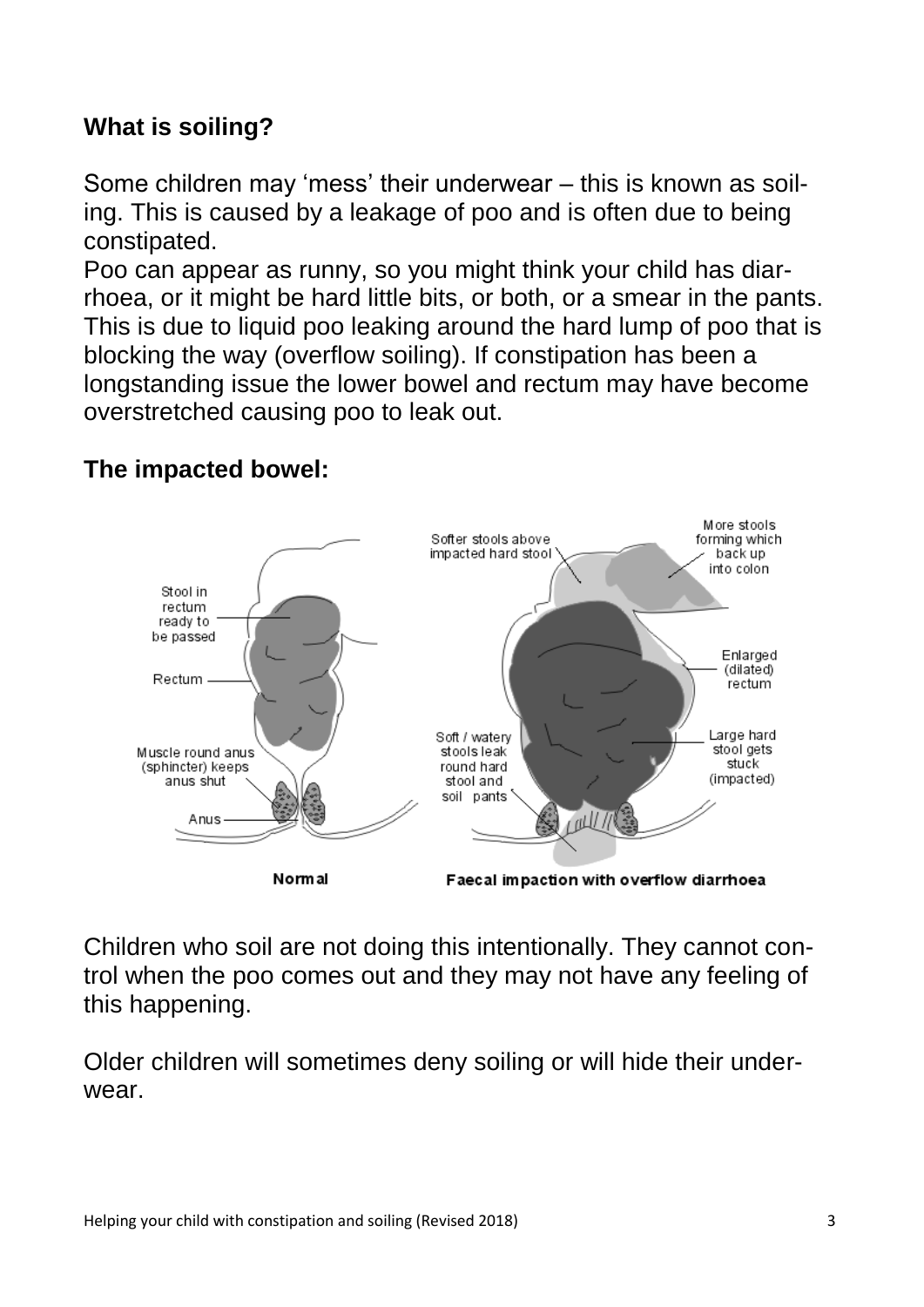## What is soiling?

Some children may 'mess' their underwear – this is known as soiling. This is caused by a leakage of poo and is often due to being constipated.

Poo can appear as runny, so you might think your child has diarrhoea, or it might be hard little bits, or both, or a smear in the pants. This is due to liquid poo leaking around the hard lump of poo that is blocking the way (overflow soiling). If constipation has been a longstanding issue the lower bowel and rectum may have become overstretched causing poo to leak out.

## The impacted bowel:

Normal

Faecal impaction with overflow diarrhoea

Children who soil are not doing this intentionally. They cannot control when the poo comes out and they may not have any feeling of this happening.

Older children will sometimes deny soiling or will hide their underwear.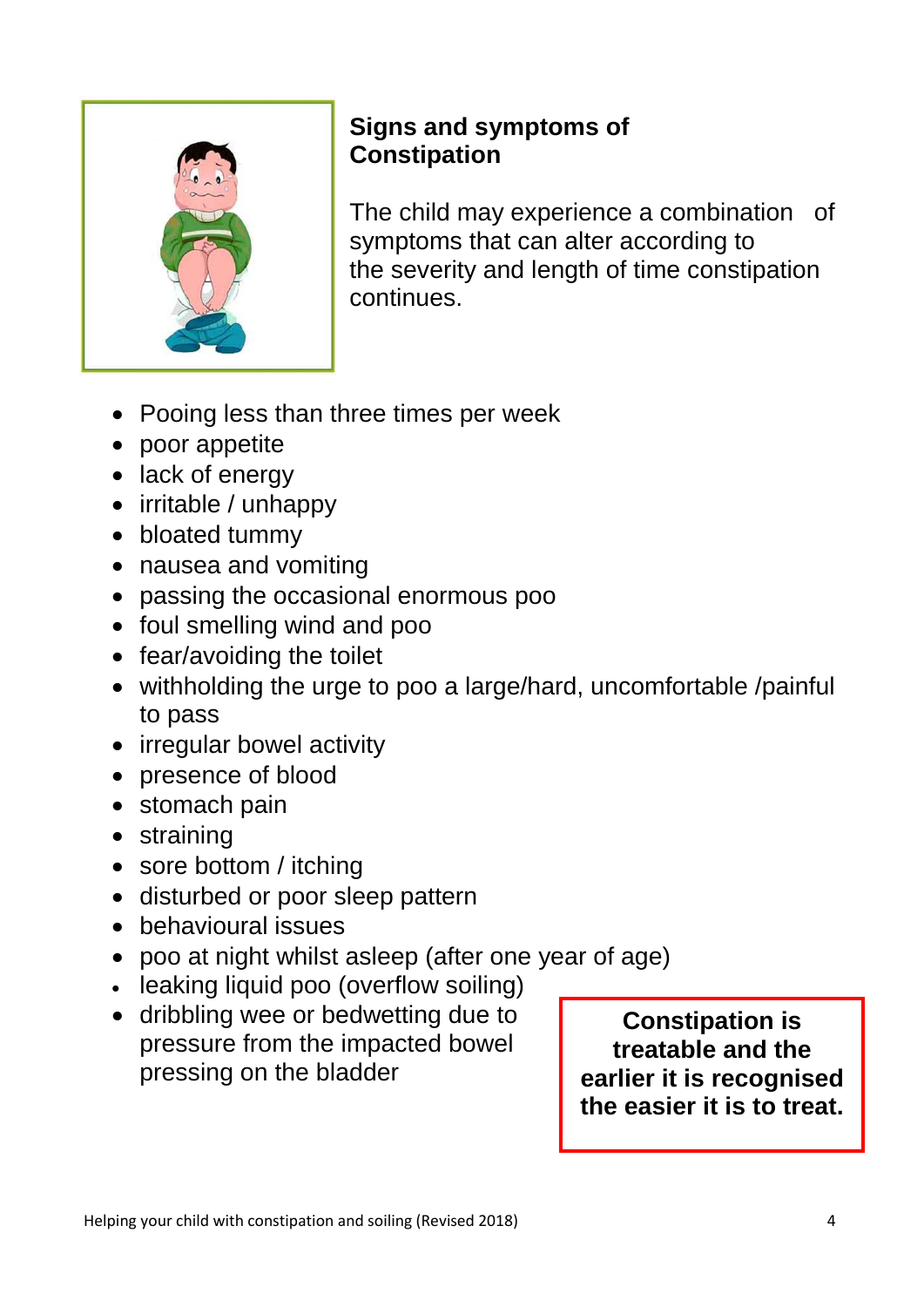## Signs and symptoms of Constipation

The child may experience a combination of symptoms that can alter according to the severity and length of time constipation continues.

- Pooing less than three times per week
- poor appetite
- lack of energy
- irritable / unhappy
- bloated tummy
- nausea and vomiting
- passing the occasional enormous poo
- foul smelling wind and poo
- fear/avoiding the toilet
- withholding the urge to poo a large/hard, uncomfortable /painful to pass
- irregular bowel activity
- presence of blood
- stomach pain
- straining
- sore bottom / itching
- disturbed or poor sleep pattern
- behavioural issues
- poo at night whilst asleep (after one year of age)
- leaking liquid poo (overflow soiling)
- dribbling wee or bedwetting due to pressure from the impacted bowel pressing on the bladder

**Constipation is treatable and the earlier it is recognised the easier it is to treat.**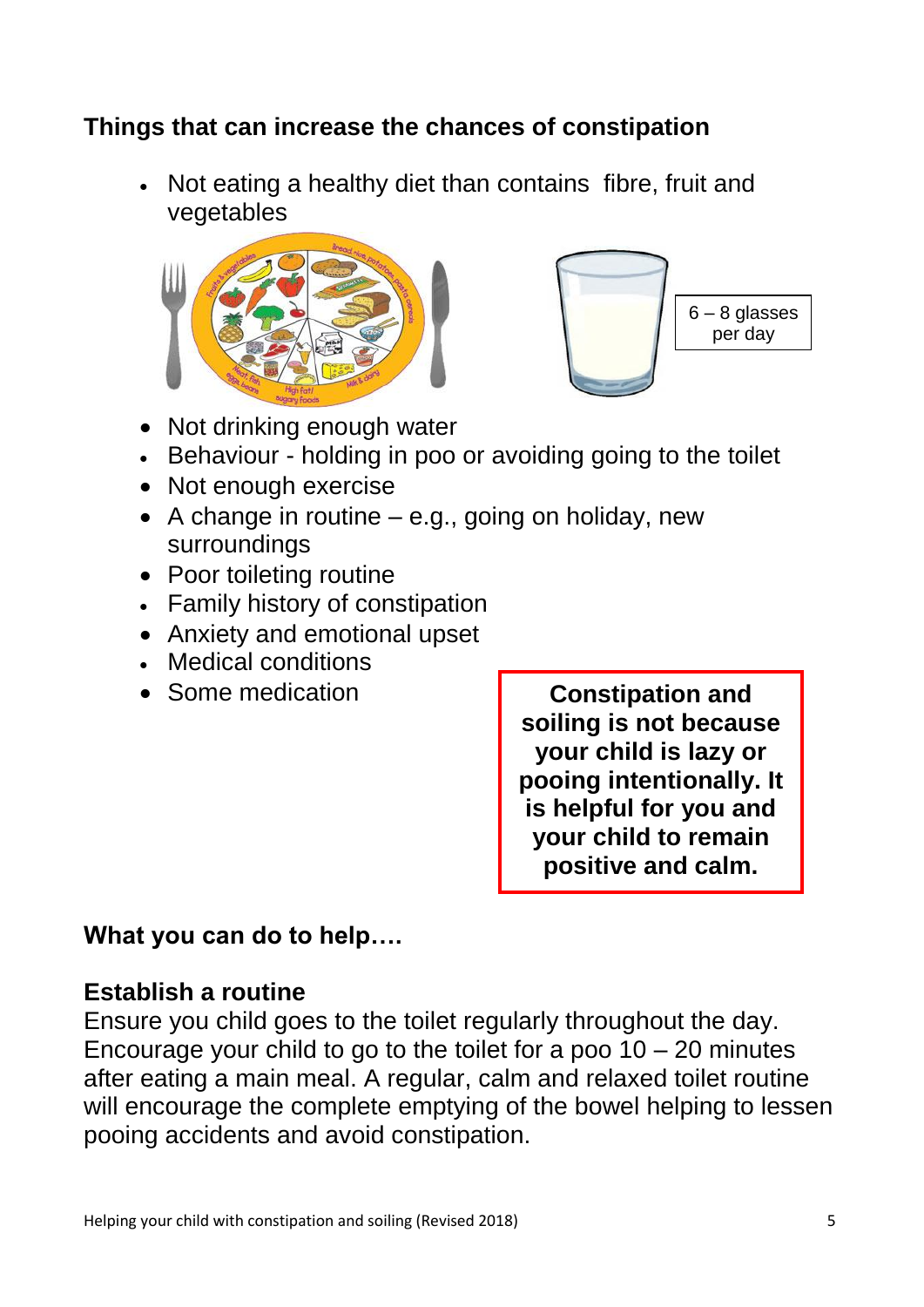## Things that can increase the chances of constipation

- Not eating a healthy diet than contains fibre, fruit and vegetables

6 – 8 glasses per day

- Not drinking enough water
- Behaviour - holding in poo or avoiding going to the toilet
- Not enough exercise
- A change in routine – e.g., going on holiday, new surroundings
- Poor toileting routine
- Family history of constipation
- Anxiety and emotional upset
- Medical conditions
- Some medication

**Constipation and soiling is not because your child is lazy or pooing intentionally. It is helpful for you and your child to remain positive and calm.**

## What you can do to help….

### Establish a routine

Ensure you child goes to the toilet regularly throughout the day. Encourage your child to go to the toilet for a poo 10 – 20 minutes after eating a main meal. A regular, calm and relaxed toilet routine will encourage the complete emptying of the bowel helping to lessen pooing accidents and avoid constipation.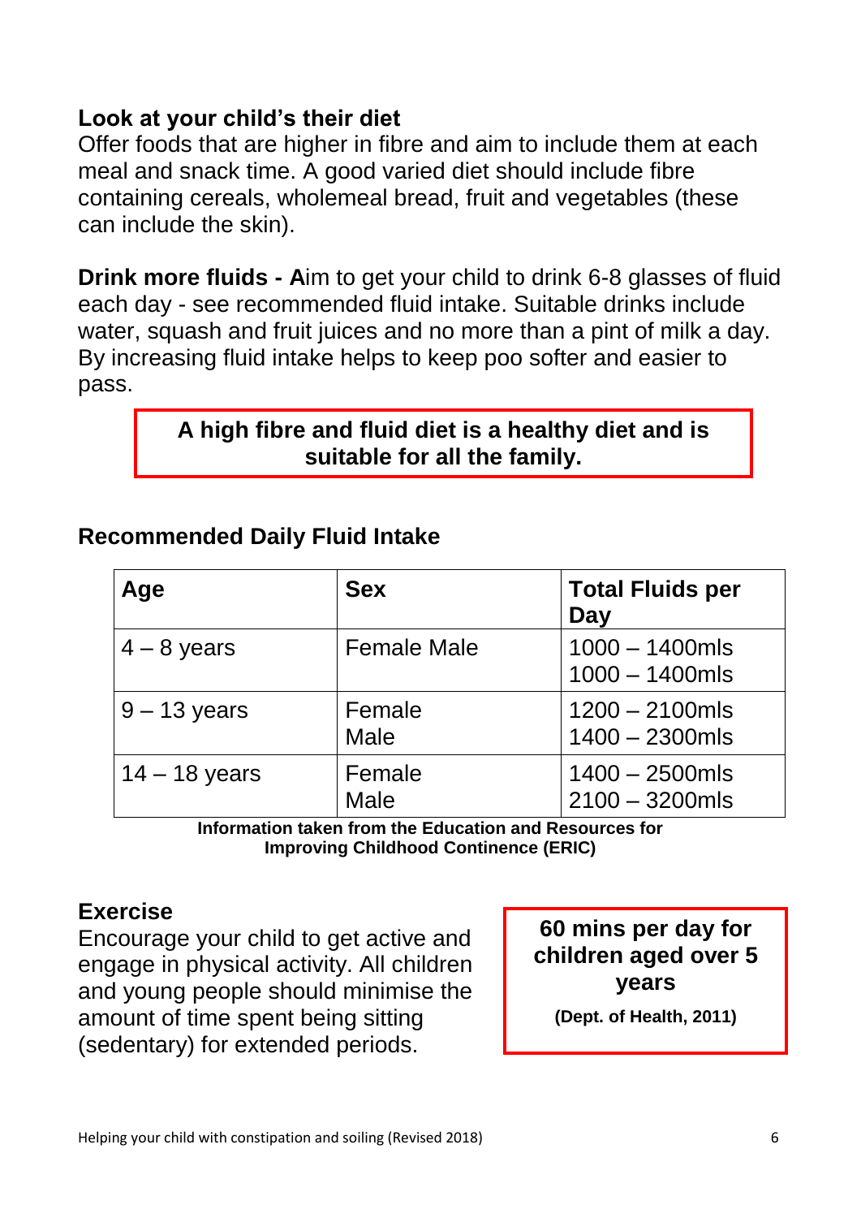## Look at your child's their diet

Offer foods that are higher in fibre and aim to include them at each meal and snack time. A good varied diet should include fibre containing cereals, wholemeal bread, fruit and vegetables (these can include the skin).

**Drink more fluids - A**im to get your child to drink 6-8 glasses of fluid each day - see recommended fluid intake. Suitable drinks include water, squash and fruit juices and no more than a pint of milk a day. By increasing fluid intake helps to keep poo softer and easier to pass.

**A high fibre and fluid diet is a healthy diet and is suitable for all the family.**

## Recommended Daily Fluid Intake

| Age | Sex | Total Fluids per Day |
|---|---|---|
| 4 – 8 years | Female Male | 1000 – 1400mls<br>1000 – 1400mls |
| 9 – 13 years | Female<br>Male | 1200 – 2100mls<br>1400 – 2300mls |
| 14 – 18 years | Female<br>Male | 1400 – 2500mls<br>2100 – 3200mls |

**Information taken from the Education and Resources for Improving Childhood Continence (ERIC)**

## Exercise

Encourage your child to get active and engage in physical activity. All children and young people should minimise the amount of time spent being sitting (sedentary) for extended periods.

**60 mins per day for children aged over 5 years**

**(Dept. of Health, 2011)**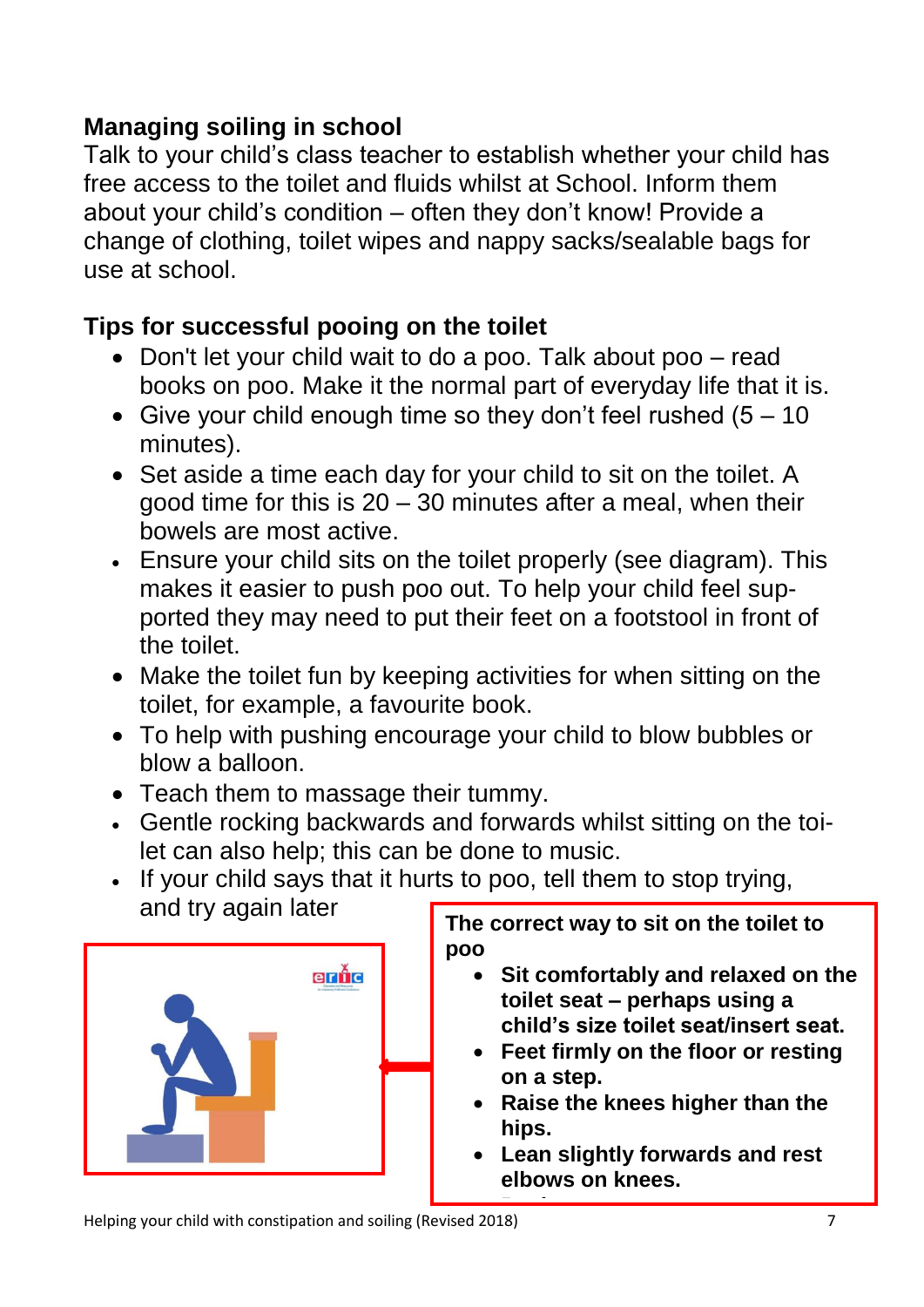## Managing soiling in school

Talk to your child's class teacher to establish whether your child has free access to the toilet and fluids whilst at School. Inform them about your child's condition – often they don't know! Provide a change of clothing, toilet wipes and nappy sacks/sealable bags for use at school.

## Tips for successful pooing on the toilet

- Don't let your child wait to do a poo. Talk about poo – read books on poo. Make it the normal part of everyday life that it is.
- Give your child enough time so they don't feel rushed (5 – 10 minutes).
- Set aside a time each day for your child to sit on the toilet. A good time for this is 20 – 30 minutes after a meal, when their bowels are most active.
- Ensure your child sits on the toilet properly (see diagram). This makes it easier to push poo out. To help your child feel supported they may need to put their feet on a footstool in front of the toilet.
- Make the toilet fun by keeping activities for when sitting on the toilet, for example, a favourite book.
- To help with pushing encourage your child to blow bubbles or blow a balloon.
- Teach them to massage their tummy.
- Gentle rocking backwards and forwards whilst sitting on the toilet can also help; this can be done to music.
- If your child says that it hurts to poo, tell them to stop trying, and try again later

**The correct way to sit on the toilet to poo**

- **Sit comfortably and relaxed on the toilet seat – perhaps using a child's size toilet seat/insert seat.**
- **Feet firmly on the floor or resting on a step.**
- **Raise the knees higher than the hips.**
- **Lean slightly forwards and rest elbows on knees.**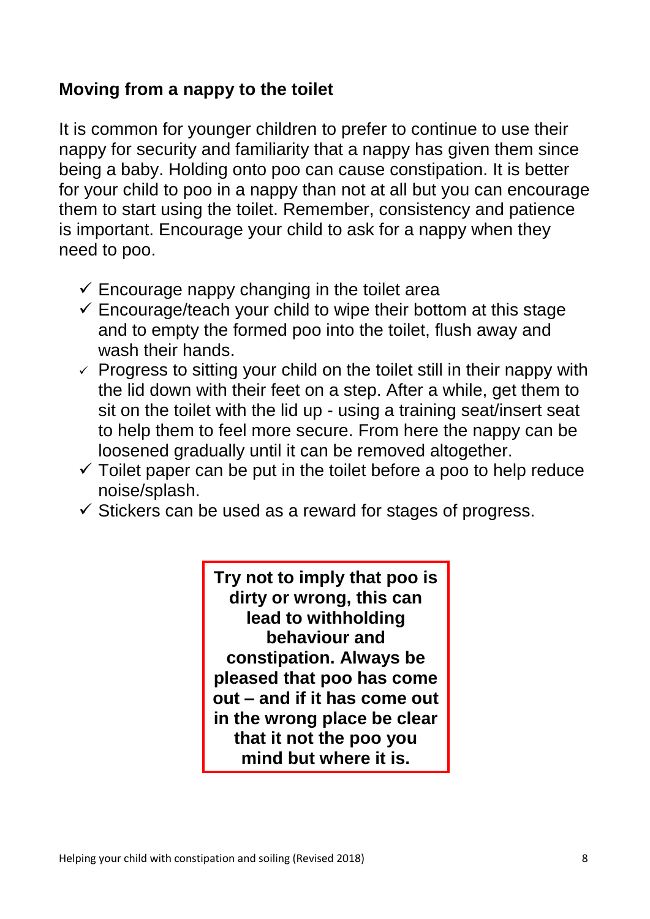## Moving from a nappy to the toilet

It is common for younger children to prefer to continue to use their nappy for security and familiarity that a nappy has given them since being a baby. Holding onto poo can cause constipation. It is better for your child to poo in a nappy than not at all but you can encourage them to start using the toilet. Remember, consistency and patience is important. Encourage your child to ask for a nappy when they need to poo.

- ✓ Encourage nappy changing in the toilet area
- ✓ Encourage/teach your child to wipe their bottom at this stage and to empty the formed poo into the toilet, flush away and wash their hands.
- ✓ Progress to sitting your child on the toilet still in their nappy with the lid down with their feet on a step. After a while, get them to sit on the toilet with the lid up - using a training seat/insert seat to help them to feel more secure. From here the nappy can be loosened gradually until it can be removed altogether.
- ✓ Toilet paper can be put in the toilet before a poo to help reduce noise/splash.
- ✓ Stickers can be used as a reward for stages of progress.

**Try not to imply that poo is dirty or wrong, this can lead to withholding behaviour and constipation. Always be pleased that poo has come out – and if it has come out in the wrong place be clear that it not the poo you mind but where it is.**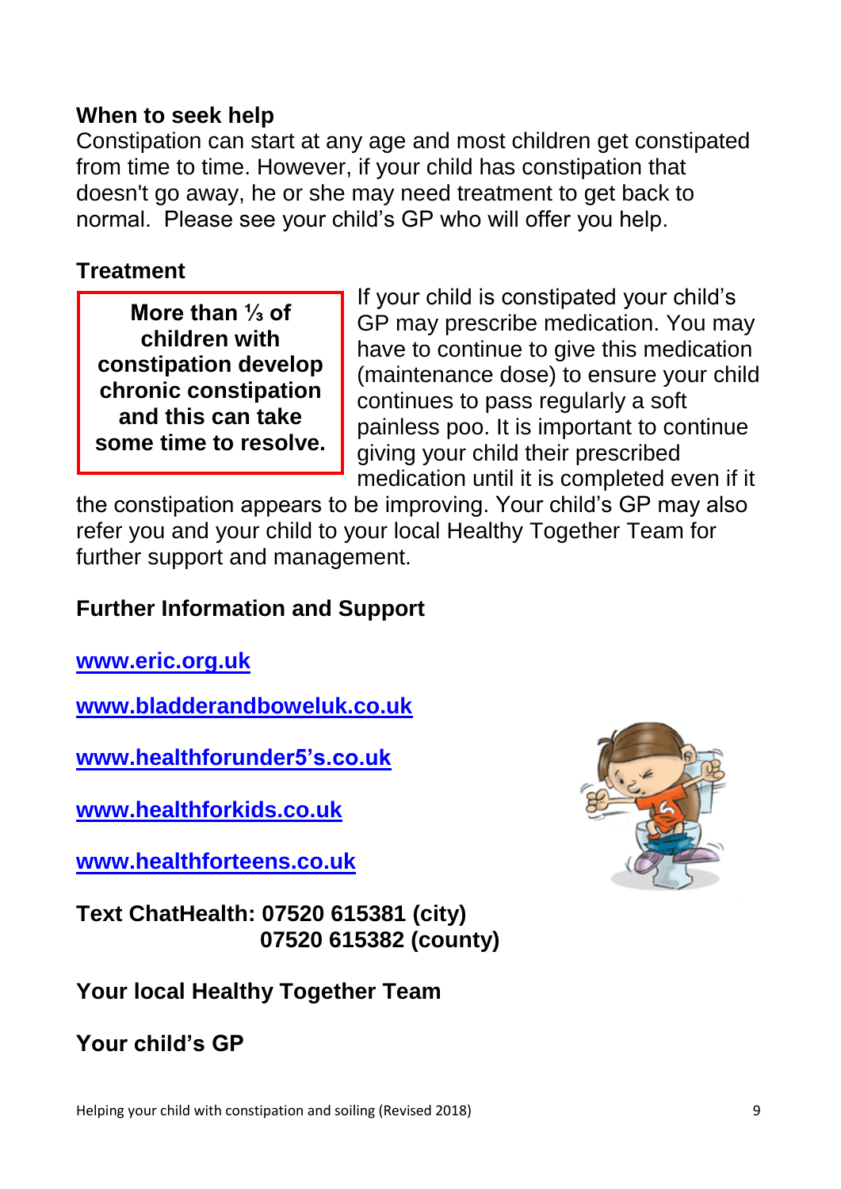**When to seek help**

Constipation can start at any age and most children get constipated from time to time. However, if your child has constipation that doesn't go away, he or she may need treatment to get back to normal.  Please see your child's GP who will offer you help.

**Treatment**

**More than ⅓ of children with constipation develop chronic constipation and this can take some time to resolve.**

If your child is constipated your child's GP may prescribe medication. You may have to continue to give this medication (maintenance dose) to ensure your child continues to pass regularly a soft painless poo. It is important to continue giving your child their prescribed medication until it is completed even if it the constipation appears to be improving. Your child's GP may also refer you and your child to your local Healthy Together Team for further support and management.

**Further Information and Support**

[www.eric.org.uk](http://www.eric.org.uk)

[www.bladderandboweluk.co.uk](http://www.bladderandboweluk.co.uk)

[www.healthforunder5's.co.uk](http://www.healthforunder5's.co.uk)

[www.healthforkids.co.uk](http://www.healthforkids.co.uk)

[www.healthforteens.co.uk](http://www.healthforteens.co.uk)

**Text ChatHealth: 07520 615381 (city)**
**07520 615382 (county)**

**Your local Healthy Together Team**

**Your child's GP**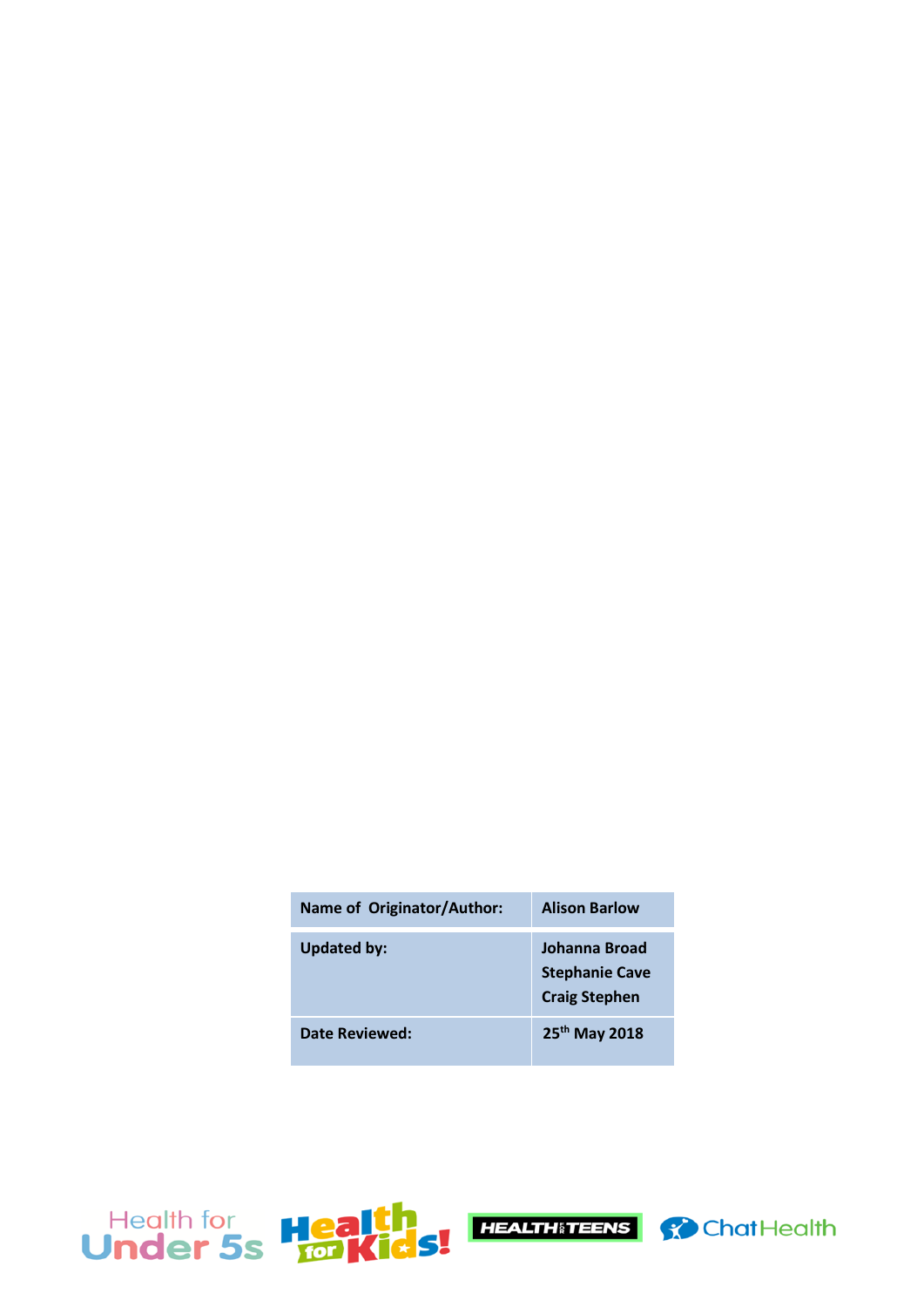| | |
|---|---|
| **Name of Originator/Author:** | **Alison Barlow** |
| **Updated by:** | **Johanna Broad**<br>**Stephanie Cave**<br>**Craig Stephen** |
| **Date Reviewed:** | **25th May 2018** |

Health for Under 5s

Health for Kids!

HEALTH for TEENS

ChatHealth